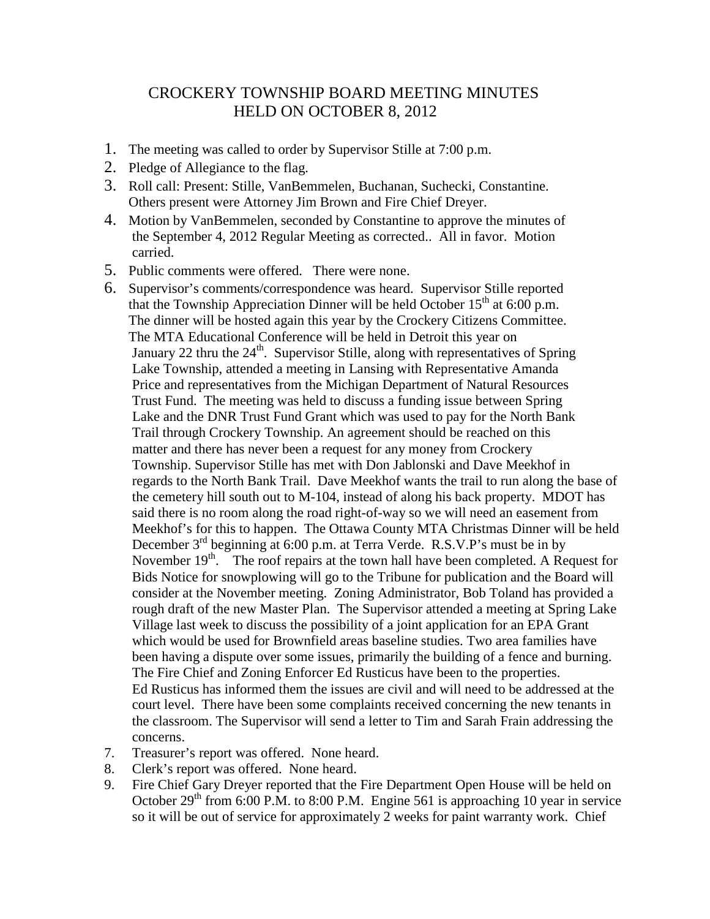# CROCKERY TOWNSHIP BOARD MEETING MINUTES
## HELD ON OCTOBER 8, 2012

1. The meeting was called to order by Supervisor Stille at 7:00 p.m.
2. Pledge of Allegiance to the flag.
3. Roll call: Present: Stille, VanBemmelen, Buchanan, Suchecki, Constantine. Others present were Attorney Jim Brown and Fire Chief Dreyer.
4. Motion by VanBemmelen, seconded by Constantine to approve the minutes of the September 4, 2012 Regular Meeting as corrected.. All in favor. Motion carried.
5. Public comments were offered. There were none.
6. Supervisor's comments/correspondence was heard. Supervisor Stille reported that the Township Appreciation Dinner will be held October 15th at 6:00 p.m. The dinner will be hosted again this year by the Crockery Citizens Committee. The MTA Educational Conference will be held in Detroit this year on January 22 thru the 24th. Supervisor Stille, along with representatives of Spring Lake Township, attended a meeting in Lansing with Representative Amanda Price and representatives from the Michigan Department of Natural Resources Trust Fund. The meeting was held to discuss a funding issue between Spring Lake and the DNR Trust Fund Grant which was used to pay for the North Bank Trail through Crockery Township. An agreement should be reached on this matter and there has never been a request for any money from Crockery Township. Supervisor Stille has met with Don Jablonski and Dave Meekhof in regards to the North Bank Trail. Dave Meekhof wants the trail to run along the base of the cemetery hill south out to M-104, instead of along his back property. MDOT has said there is no room along the road right-of-way so we will need an easement from Meekhof's for this to happen. The Ottawa County MTA Christmas Dinner will be held December 3rd beginning at 6:00 p.m. at Terra Verde. R.S.V.P's must be in by November 19th. The roof repairs at the town hall have been completed. A Request for Bids Notice for snowplowing will go to the Tribune for publication and the Board will consider at the November meeting. Zoning Administrator, Bob Toland has provided a rough draft of the new Master Plan. The Supervisor attended a meeting at Spring Lake Village last week to discuss the possibility of a joint application for an EPA Grant which would be used for Brownfield areas baseline studies. Two area families have been having a dispute over some issues, primarily the building of a fence and burning. The Fire Chief and Zoning Enforcer Ed Rusticus have been to the properties. Ed Rusticus has informed them the issues are civil and will need to be addressed at the court level. There have been some complaints received concerning the new tenants in the classroom. The Supervisor will send a letter to Tim and Sarah Frain addressing the concerns.
7. Treasurer's report was offered. None heard.
8. Clerk's report was offered. None heard.
9. Fire Chief Gary Dreyer reported that the Fire Department Open House will be held on October 29th from 6:00 P.M. to 8:00 P.M. Engine 561 is approaching 10 year in service so it will be out of service for approximately 2 weeks for paint warranty work. Chief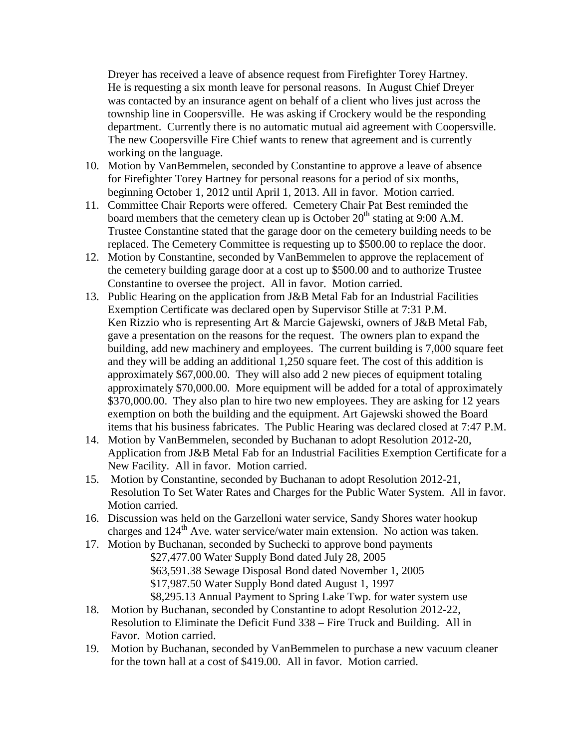Dreyer has received a leave of absence request from Firefighter Torey Hartney. He is requesting a six month leave for personal reasons. In August Chief Dreyer was contacted by an insurance agent on behalf of a client who lives just across the township line in Coopersville. He was asking if Crockery would be the responding department. Currently there is no automatic mutual aid agreement with Coopersville. The new Coopersville Fire Chief wants to renew that agreement and is currently working on the language.

10. Motion by VanBemmelen, seconded by Constantine to approve a leave of absence for Firefighter Torey Hartney for personal reasons for a period of six months, beginning October 1, 2012 until April 1, 2013. All in favor. Motion carried.
11. Committee Chair Reports were offered. Cemetery Chair Pat Best reminded the board members that the cemetery clean up is October 20th stating at 9:00 A.M. Trustee Constantine stated that the garage door on the cemetery building needs to be replaced. The Cemetery Committee is requesting up to $500.00 to replace the door.
12. Motion by Constantine, seconded by VanBemmelen to approve the replacement of the cemetery building garage door at a cost up to $500.00 and to authorize Trustee Constantine to oversee the project. All in favor. Motion carried.
13. Public Hearing on the application from J&B Metal Fab for an Industrial Facilities Exemption Certificate was declared open by Supervisor Stille at 7:31 P.M. Ken Rizzio who is representing Art & Marcie Gajewski, owners of J&B Metal Fab, gave a presentation on the reasons for the request. The owners plan to expand the building, add new machinery and employees. The current building is 7,000 square feet and they will be adding an additional 1,250 square feet. The cost of this addition is approximately $67,000.00. They will also add 2 new pieces of equipment totaling approximately $70,000.00. More equipment will be added for a total of approximately $370,000.00. They also plan to hire two new employees. They are asking for 12 years exemption on both the building and the equipment. Art Gajewski showed the Board items that his business fabricates. The Public Hearing was declared closed at 7:47 P.M.
14. Motion by VanBemmelen, seconded by Buchanan to adopt Resolution 2012-20, Application from J&B Metal Fab for an Industrial Facilities Exemption Certificate for a New Facility. All in favor. Motion carried.
15. Motion by Constantine, seconded by Buchanan to adopt Resolution 2012-21, Resolution To Set Water Rates and Charges for the Public Water System. All in favor. Motion carried.
16. Discussion was held on the Garzelloni water service, Sandy Shores water hookup charges and 124th Ave. water service/water main extension. No action was taken.
17. Motion by Buchanan, seconded by Suchecki to approve bond payments
    $27,477.00 Water Supply Bond dated July 28, 2005
    $63,591.38 Sewage Disposal Bond dated November 1, 2005
    $17,987.50 Water Supply Bond dated August 1, 1997
    $8,295.13 Annual Payment to Spring Lake Twp. for water system use
18. Motion by Buchanan, seconded by Constantine to adopt Resolution 2012-22, Resolution to Eliminate the Deficit Fund 338 – Fire Truck and Building. All in Favor. Motion carried.
19. Motion by Buchanan, seconded by VanBemmelen to purchase a new vacuum cleaner for the town hall at a cost of $419.00. All in favor. Motion carried.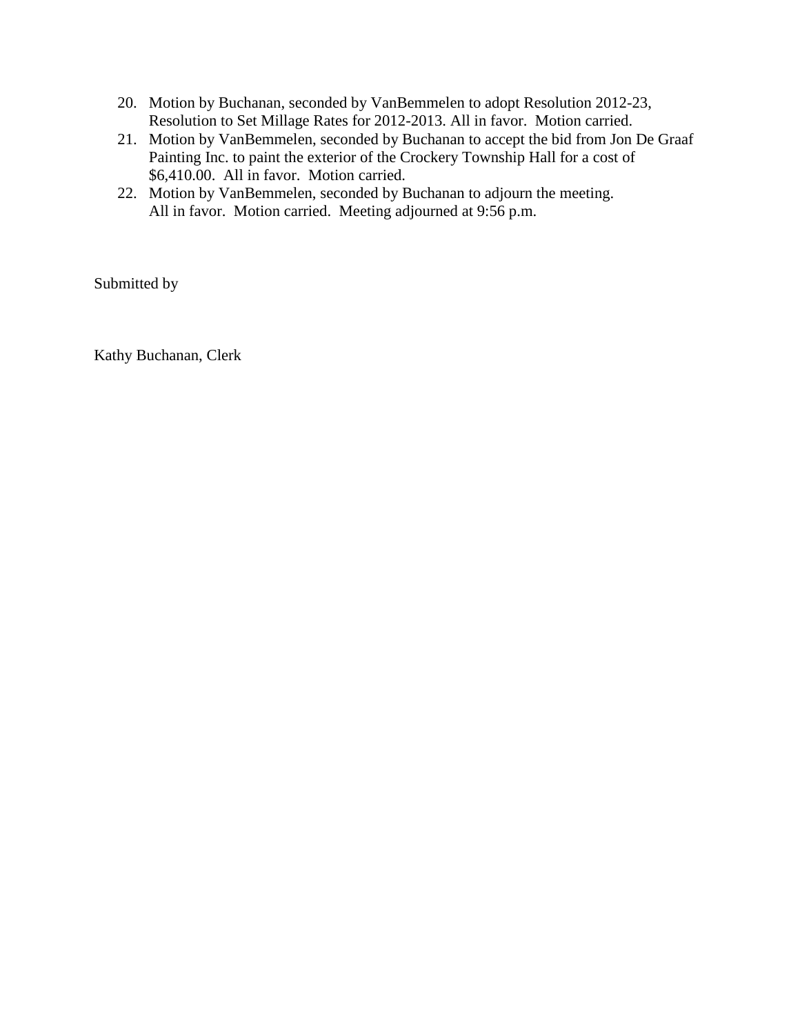20. Motion by Buchanan, seconded by VanBemmelen to adopt Resolution 2012-23, Resolution to Set Millage Rates for 2012-2013. All in favor. Motion carried.
21. Motion by VanBemmelen, seconded by Buchanan to accept the bid from Jon De Graaf Painting Inc. to paint the exterior of the Crockery Township Hall for a cost of $6,410.00. All in favor. Motion carried.
22. Motion by VanBemmelen, seconded by Buchanan to adjourn the meeting. All in favor. Motion carried. Meeting adjourned at 9:56 p.m.

Submitted by

Kathy Buchanan, Clerk